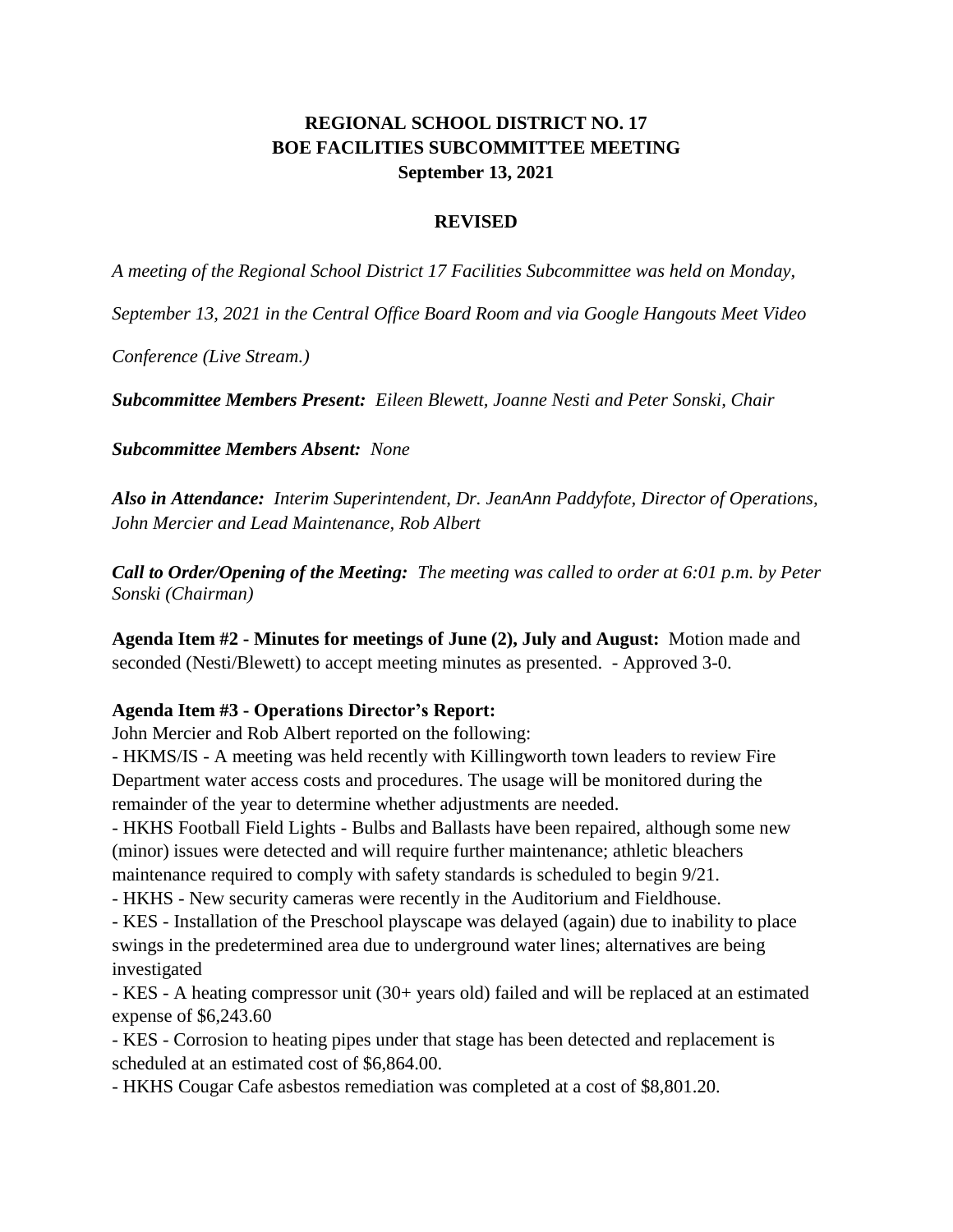**REGIONAL SCHOOL DISTRICT NO. 17**
**BOE FACILITIES SUBCOMMITTEE MEETING**
**September 13, 2021**

**REVISED**

*A meeting of the Regional School District 17 Facilities Subcommittee was held on Monday, September 13, 2021 in the Central Office Board Room and via Google Hangouts Meet Video Conference (Live Stream.)*

***Subcommittee Members Present:*** *Eileen Blewett, Joanne Nesti and Peter Sonski, Chair*

***Subcommittee Members Absent:*** *None*

***Also in Attendance:*** *Interim Superintendent, Dr. JeanAnn Paddyfote, Director of Operations, John Mercier and Lead Maintenance, Rob Albert*

***Call to Order/Opening of the Meeting:*** *The meeting was called to order at 6:01 p.m. by Peter Sonski (Chairman)*

**Agenda Item #2 - Minutes for meetings of June (2), July and August:** Motion made and seconded (Nesti/Blewett) to accept meeting minutes as presented. - Approved 3-0.

**Agenda Item #3 - Operations Director's Report:**

John Mercier and Rob Albert reported on the following:

- HKMS/IS - A meeting was held recently with Killingworth town leaders to review Fire Department water access costs and procedures. The usage will be monitored during the remainder of the year to determine whether adjustments are needed.
- HKHS Football Field Lights - Bulbs and Ballasts have been repaired, although some new (minor) issues were detected and will require further maintenance; athletic bleachers maintenance required to comply with safety standards is scheduled to begin 9/21.
- HKHS - New security cameras were recently in the Auditorium and Fieldhouse.
- KES - Installation of the Preschool playscape was delayed (again) due to inability to place swings in the predetermined area due to underground water lines; alternatives are being investigated
- KES - A heating compressor unit (30+ years old) failed and will be replaced at an estimated expense of $6,243.60
- KES - Corrosion to heating pipes under that stage has been detected and replacement is scheduled at an estimated cost of $6,864.00.
- HKHS Cougar Cafe asbestos remediation was completed at a cost of $8,801.20.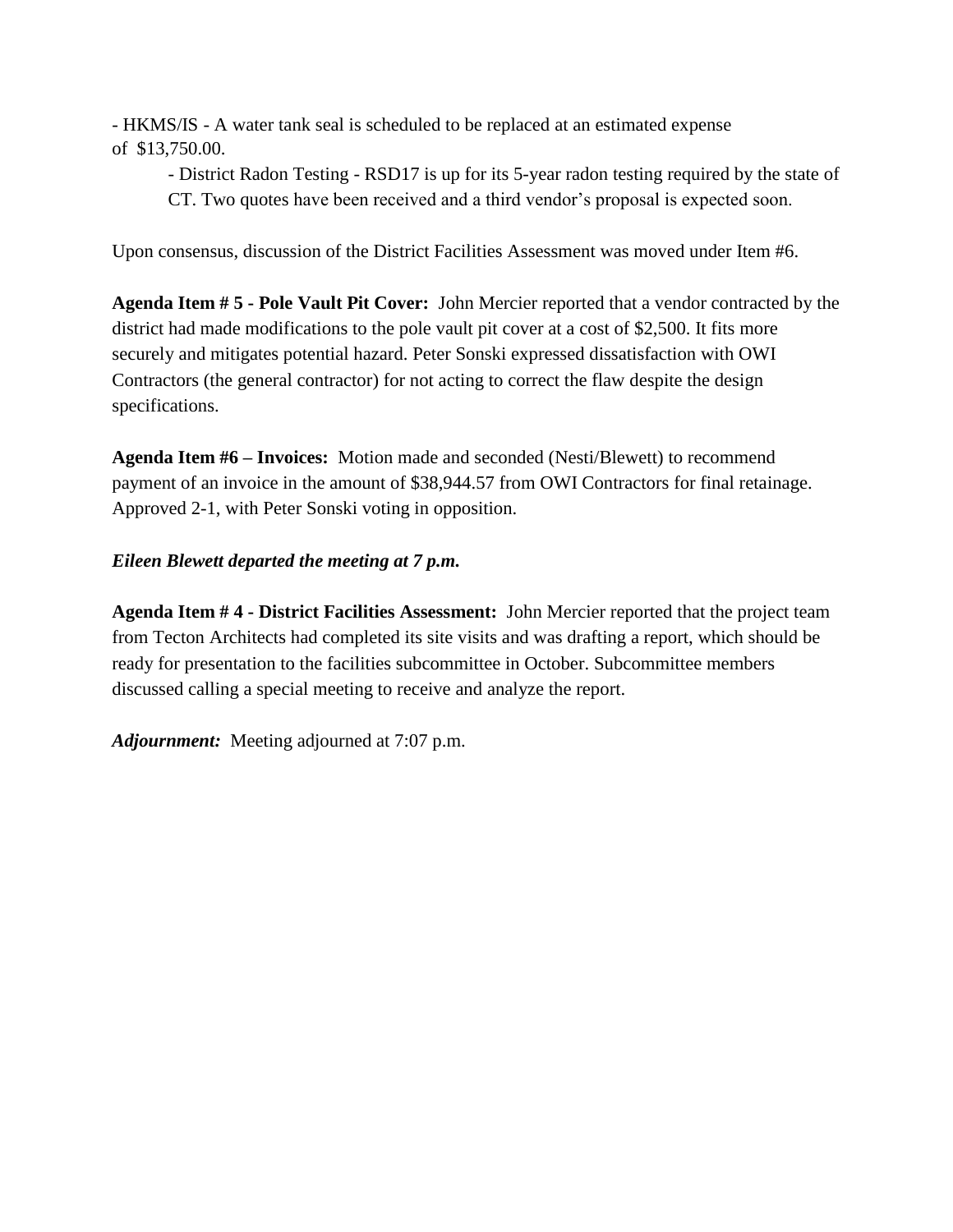- HKMS/IS - A water tank seal is scheduled to be replaced at an estimated expense of $13,750.00.

    - District Radon Testing - RSD17 is up for its 5-year radon testing required by the state of CT. Two quotes have been received and a third vendor's proposal is expected soon.

Upon consensus, discussion of the District Facilities Assessment was moved under Item #6.

**Agenda Item # 5 - Pole Vault Pit Cover:** John Mercier reported that a vendor contracted by the district had made modifications to the pole vault pit cover at a cost of $2,500. It fits more securely and mitigates potential hazard. Peter Sonski expressed dissatisfaction with OWI Contractors (the general contractor) for not acting to correct the flaw despite the design specifications.

**Agenda Item #6 – Invoices:** Motion made and seconded (Nesti/Blewett) to recommend payment of an invoice in the amount of $38,944.57 from OWI Contractors for final retainage. Approved 2-1, with Peter Sonski voting in opposition.

***Eileen Blewett departed the meeting at 7 p.m.***

**Agenda Item # 4 - District Facilities Assessment:** John Mercier reported that the project team from Tecton Architects had completed its site visits and was drafting a report, which should be ready for presentation to the facilities subcommittee in October. Subcommittee members discussed calling a special meeting to receive and analyze the report.

***Adjournment:*** Meeting adjourned at 7:07 p.m.